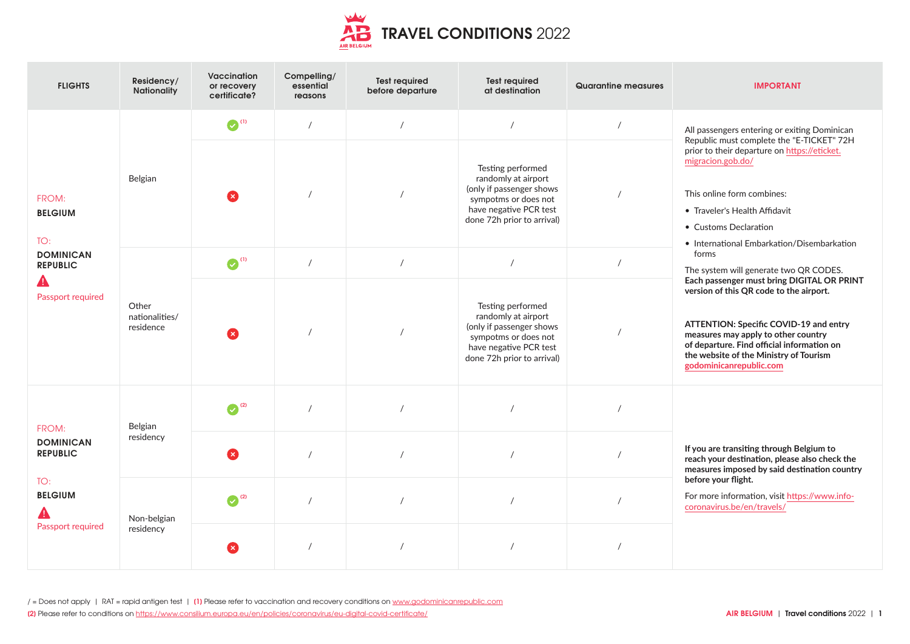# TRAVEL CONDITIONS 2022

| FLIGHTS | Residency/ Nationality | Vaccination or recovery certificate? | Compelling/ essential reasons | Test required before departure | Test required at destination | Quarantine measures | IMPORTANT |
|---|---|---|---|---|---|---|---|
| FROM: **BELGIUM** TO: **DOMINICAN REPUBLIC** ⚠ Passport required | Belgian | ✔ (1) | / | / | / | / | All passengers entering or exiting Dominican Republic must complete the "E-TICKET" 72H prior to their departure on https://eticket.migracion.gob.do/ This online form combines: • Traveler's Health Affidavit • Customs Declaration • International Embarkation/Disembarkation forms The system will generate two QR CODES. **Each passenger must bring DIGITAL OR PRINT version of this QR code to the airport.** **ATTENTION: Specific COVID-19 and entry measures may apply to other country of departure. Find official information on the website of the Ministry of Tourism godominicanrepublic.com** |
| | | ✖ | / | / | Testing performed randomly at airport (only if passenger shows sympotms or does not have negative PCR test done 72h prior to arrival) | / | |
| | Other nationalities/ residence | ✔ (1) | / | / | / | / | |
| | | ✖ | / | / | Testing performed randomly at airport (only if passenger shows sympotms or does not have negative PCR test done 72h prior to arrival) | / | |
| FROM: **DOMINICAN REPUBLIC** TO: **BELGIUM** ⚠ Passport required | Belgian residency | ✔ (2) | / | / | / | / | **If you are transiting through Belgium to reach your destination, please also check the measures imposed by said destination country before your flight.** For more information, visit https://www.info-coronavirus.be/en/travels/ |
| | | ✖ | / | / | / | / | |
| | Non-belgian residency | ✔ (2) | / | / | / | / | |
| | | ✖ | / | / | / | / | |

/ = Does not apply | RAT = rapid antigen test | **(1)** Please refer to vaccination and recovery conditions on www.godominicanrepublic.com
**(2)** Please refer to conditions on https://www.consilium.europa.eu/en/policies/coronavirus/eu-digital-covid-certificate/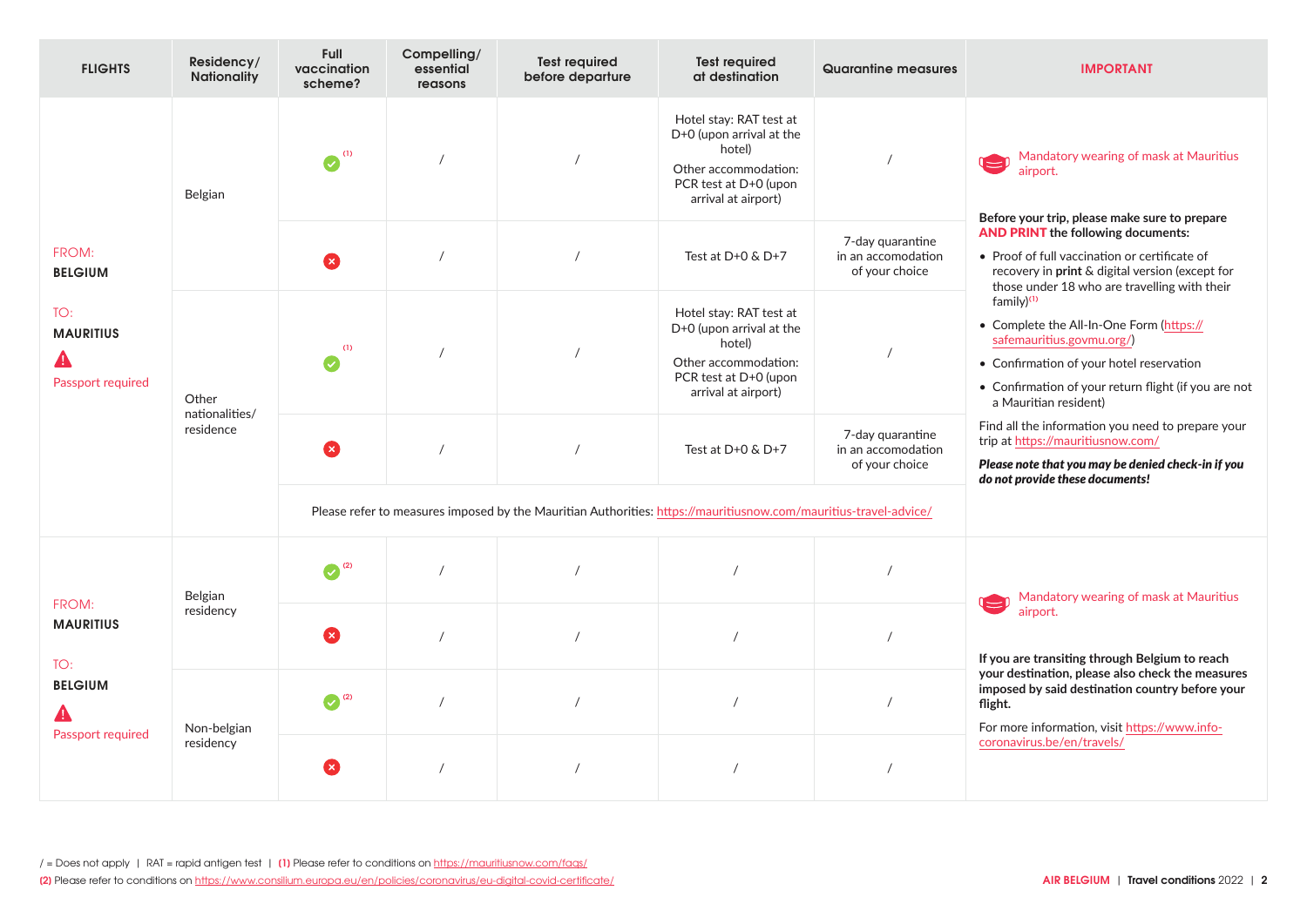| FLIGHTS | Residency/ Nationality | Full vaccination scheme? | Compelling/ essential reasons | Test required before departure | Test required at destination | Quarantine measures | IMPORTANT |
|---|---|---|---|---|---|---|---|
| FROM: **BELGIUM** TO: **MAURITIUS** Passport required | Belgian | ✓ (1) | / | / | Hotel stay: RAT test at D+0 (upon arrival at the hotel) Other accommodation: PCR test at D+0 (upon arrival at airport) | / | Mandatory wearing of mask at Mauritius airport. **Before your trip, please make sure to prepare AND PRINT the following documents:** • Proof of full vaccination or certificate of recovery in **print** & digital version (except for those under 18 who are travelling with their family)[1] • Complete the All-In-One Form (https://safemauritius.govmu.org/) • Confirmation of your hotel reservation • Confirmation of your return flight (if you are not a Mauritian resident) Find all the information you need to prepare your trip at https://mauritiusnow.com/ ***Please note that you may be denied check-in if you do not provide these documents!*** |
| | | ✗ | / | / | Test at D+0 & D+7 | 7-day quarantine in an accomodation of your choice | |
| | Other nationalities/ residence | ✓ (1) | / | / | Hotel stay: RAT test at D+0 (upon arrival at the hotel) Other accommodation: PCR test at D+0 (upon arrival at airport) | / | |
| | | ✗ | / | / | Test at D+0 & D+7 | 7-day quarantine in an accomodation of your choice | |
| | | Please refer to measures imposed by the Mauritian Authorities: https://mauritiusnow.com/mauritius-travel-advice/ | | | | | |
| FROM: **MAURITIUS** TO: **BELGIUM** Passport required | Belgian residency | ✓ (2) | / | / | / | / | Mandatory wearing of mask at Mauritius airport. **If you are transiting through Belgium to reach your destination, please also check the measures imposed by said destination country before your flight.** For more information, visit https://www.info-coronavirus.be/en/travels/ |
| | | ✗ | / | / | / | / | |
| | Non-belgian residency | ✓ (2) | / | / | / | / | |
| | | ✗ | / | / | / | / | |

/ = Does not apply | RAT = rapid antigen test | **(1)** Please refer to conditions on https://mauritiusnow.com/faqs/

**(2)** Please refer to conditions on https://www.consilium.europa.eu/en/policies/coronavirus/eu-digital-covid-certificate/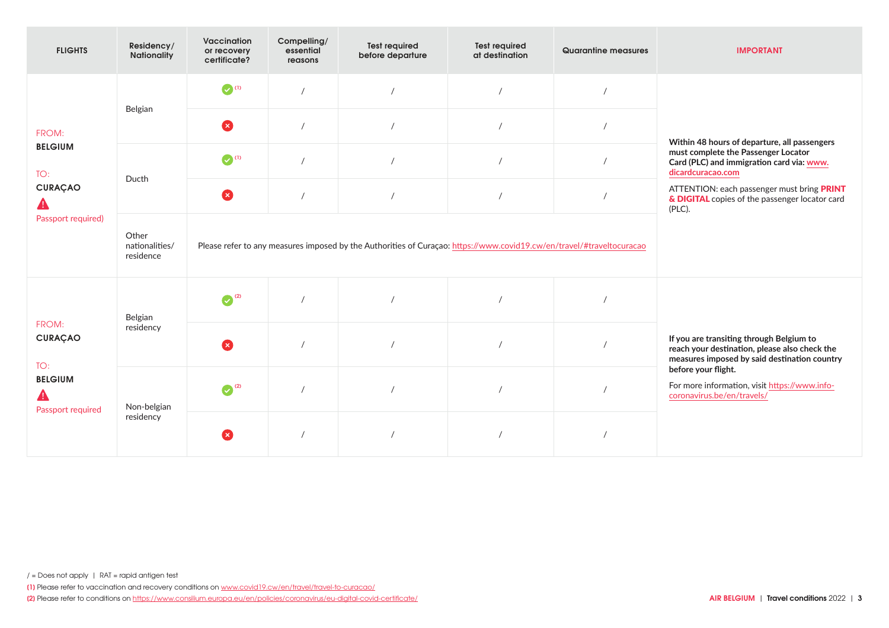| FLIGHTS | Residency/ Nationality | Vaccination or recovery certificate? | Compelling/ essential reasons | Test required before departure | Test required at destination | Quarantine measures | IMPORTANT |
|---|---|---|---|---|---|---|---|
| FROM: **BELGIUM** TO: **CURAÇAO** ⚠ Passport required) | Belgian | ✔ (1) | / | / | / | / | **Within 48 hours of departure, all passengers must complete the Passenger Locator Card (PLC) and immigration card via: www.dicardcuracao.com** ATTENTION: each passenger must bring **PRINT & DIGITAL** copies of the passenger locator card (PLC). |
| | | ✖ | / | / | / | / | |
| | Ducth | ✔ (1) | / | / | / | / | |
| | | ✖ | / | / | / | / | |
| | Other nationalities/ residence | Please refer to any measures imposed by the Authorities of Curaçao: https://www.covid19.cw/en/travel/#traveltocuracao | | | | | |
| FROM: **CURAÇAO** TO: **BELGIUM** ⚠ Passport required | Belgian residency | ✔ (2) | / | / | / | / | **If you are transiting through Belgium to reach your destination, please also check the measures imposed by said destination country before your flight.** For more information, visit https://www.info-coronavirus.be/en/travels/ |
| | | ✖ | / | / | / | / | |
| | Non-belgian residency | ✔ (2) | / | / | / | / | |
| | | ✖ | / | / | / | / | |

/ = Does not apply | RAT = rapid antigen test

**(1)** Please refer to vaccination and recovery conditions on www.covid19.cw/en/travel/travel-to-curacao/

**(2)** Please refer to conditions on https://www.consilium.europa.eu/en/policies/coronavirus/eu-digital-covid-certificate/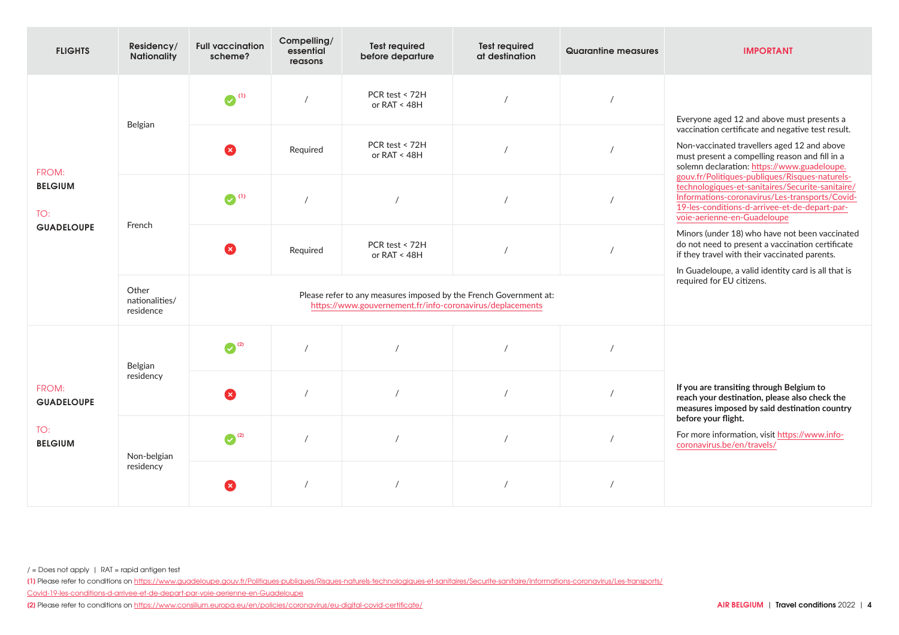| FLIGHTS | Residency/ Nationality | Full vaccination scheme? | Compelling/ essential reasons | Test required before departure | Test required at destination | Quarantine measures | IMPORTANT |
|---|---|---|---|---|---|---|---|
| FROM: **BELGIUM** TO: **GUADELOUPE** | Belgian | ✔ (1) | / | PCR test < 72H or RAT < 48H | / | / | Everyone aged 12 and above must presents a vaccination certificate and negative test result. Non-vaccinated travellers aged 12 and above must present a compelling reason and fill in a solemn declaration: https://www.guadeloupe.gouv.fr/Politiques-publiques/Risques-naturels-technologiques-et-sanitaires/Securite-sanitaire/Informations-coronavirus/Les-transports/Covid-19-les-conditions-d-arrivee-et-de-depart-par-voie-aerienne-en-Guadeloupe Minors (under 18) who have not been vaccinated do not need to present a vaccination certificate if they travel with their vaccinated parents. In Guadeloupe, a valid identity card is all that is required for EU citizens. |
| | | ✘ | Required | PCR test < 72H or RAT < 48H | / | / | |
| | French | ✔ (1) | / | / | / | / | |
| | | ✘ | Required | PCR test < 72H or RAT < 48H | / | / | |
| | Other nationalities/ residence | Please refer to any measures imposed by the French Government at: https://www.gouvernement.fr/info-coronavirus/deplacements | | | | | |
| FROM: **GUADELOUPE** TO: **BELGIUM** | Belgian residency | ✔ (2) | / | / | / | / | **If you are transiting through Belgium to reach your destination, please also check the measures imposed by said destination country before your flight.** For more information, visit https://www.info-coronavirus.be/en/travels/ |
| | | ✘ | / | / | / | / | |
| | Non-belgian residency | ✔ (2) | / | / | / | / | |
| | | ✘ | / | / | / | / | |

/ = Does not apply | RAT = rapid antigen test

**(1)** Please refer to conditions on https://www.guadeloupe.gouv.fr/Politiques-publiques/Risques-naturels-technologiques-et-sanitaires/Securite-sanitaire/Informations-coronavirus/Les-transports/Covid-19-les-conditions-d-arrivee-et-de-depart-par-voie-aerienne-en-Guadeloupe

**(2)** Please refer to conditions on https://www.consilium.europa.eu/en/policies/coronavirus/eu-digital-covid-certificate/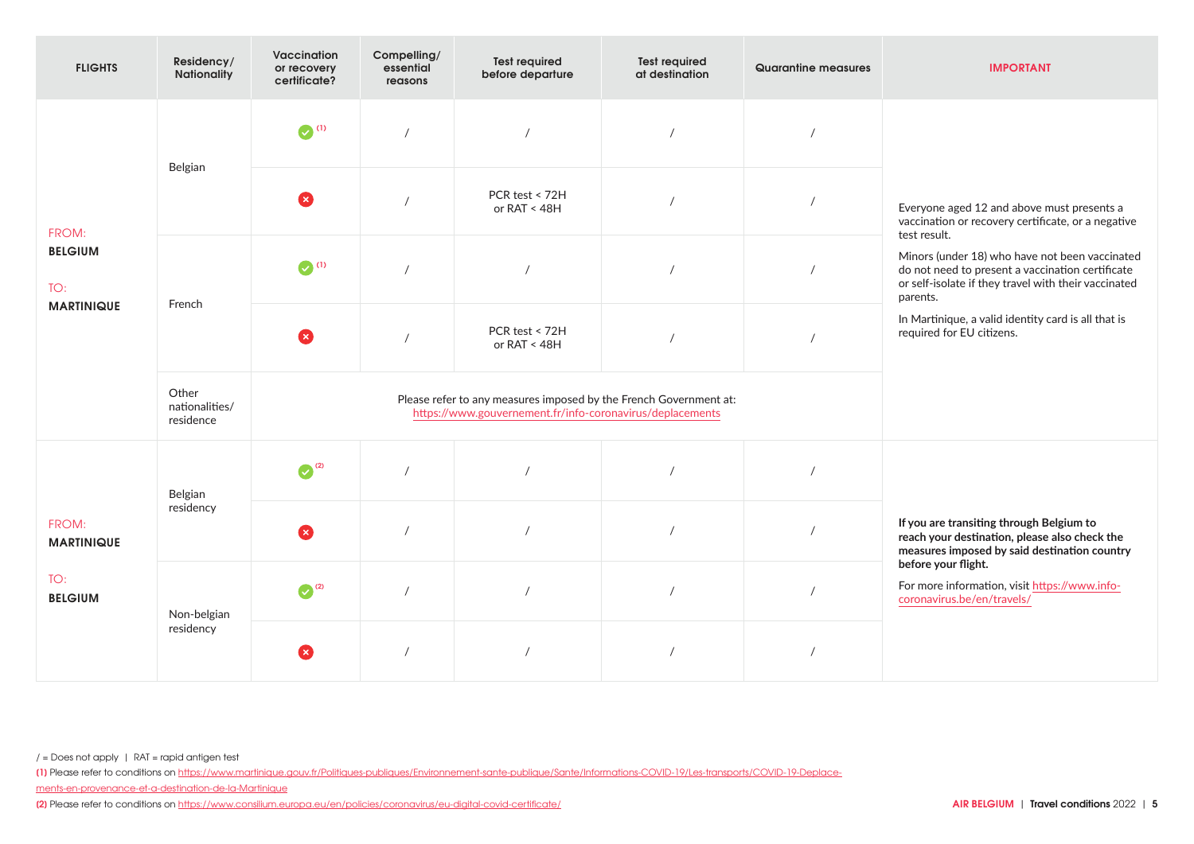| FLIGHTS | Residency/ Nationality | Vaccination or recovery certificate? | Compelling/ essential reasons | Test required before departure | Test required at destination | Quarantine measures | IMPORTANT |
|---|---|---|---|---|---|---|---|
| FROM: **BELGIUM** TO: **MARTINIQUE** | Belgian | ✓ (1) | / | / | / | / | Everyone aged 12 and above must presents a vaccination or recovery certificate, or a negative test result. Minors (under 18) who have not been vaccinated do not need to present a vaccination certificate or self-isolate if they travel with their vaccinated parents. In Martinique, a valid identity card is all that is required for EU citizens. |
| | | ✗ | / | PCR test < 72H or RAT < 48H | / | / | |
| | French | ✓ (1) | / | / | / | / | |
| | | ✗ | / | PCR test < 72H or RAT < 48H | / | / | |
| | Other nationalities/ residence | Please refer to any measures imposed by the French Government at: https://www.gouvernement.fr/info-coronavirus/deplacements | | | | | |
| FROM: **MARTINIQUE** TO: **BELGIUM** | Belgian residency | ✓ (2) | / | / | / | / | **If you are transiting through Belgium to reach your destination, please also check the measures imposed by said destination country before your flight.** For more information, visit https://www.info-coronavirus.be/en/travels/ |
| | | ✗ | / | / | / | / | |
| | Non-belgian residency | ✓ (2) | / | / | / | / | |
| | | ✗ | / | / | / | / | |

/ = Does not apply | RAT = rapid antigen test

(1) Please refer to conditions on https://www.martinique.gouv.fr/Politiques-publiques/Environnement-sante-publique/Sante/Informations-COVID-19/Les-transports/COVID-19-Deplacements-en-provenance-et-a-destination-de-la-Martinique

(2) Please refer to conditions on https://www.consilium.europa.eu/en/policies/coronavirus/eu-digital-covid-certificate/